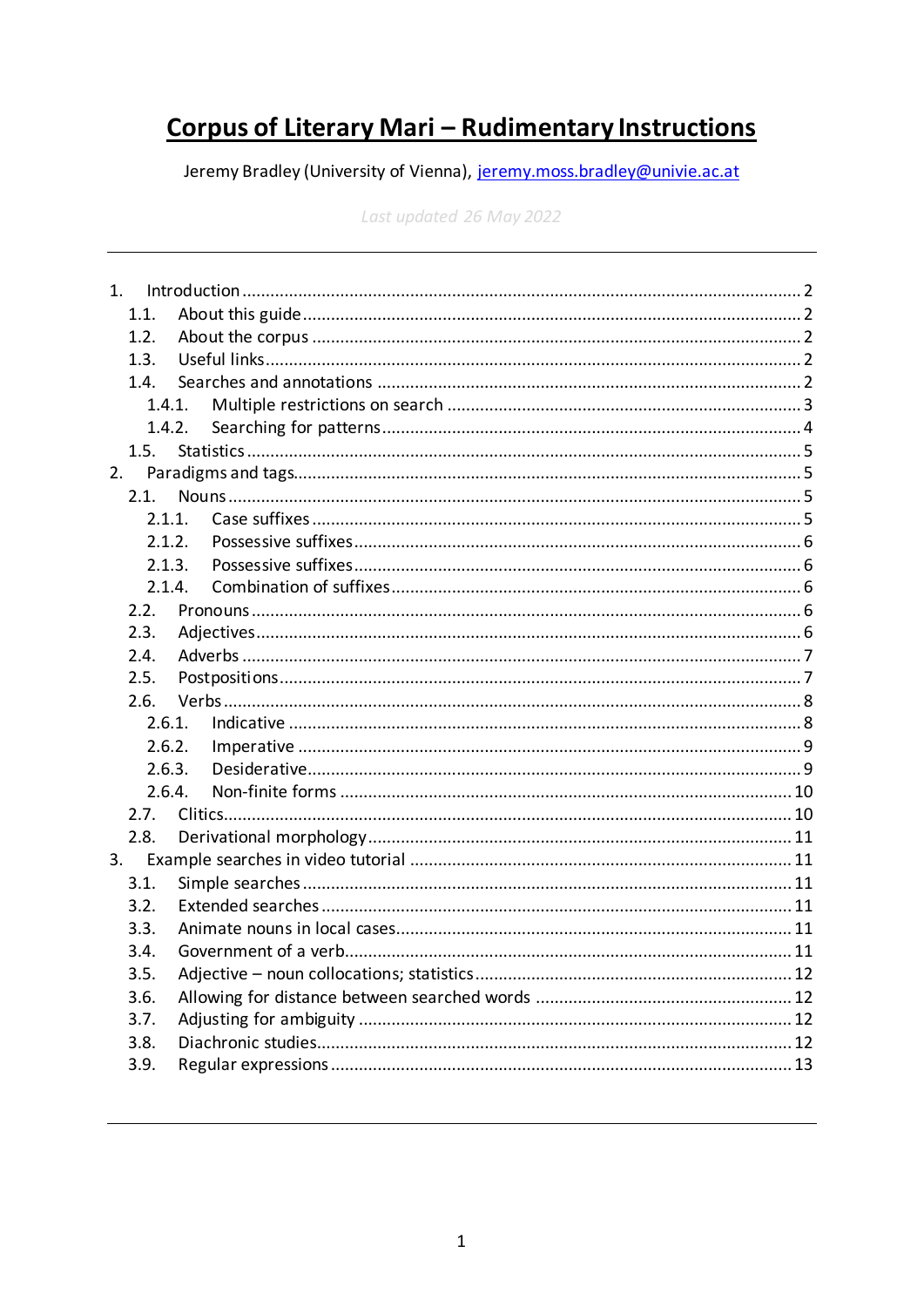# Corpus of Literary Mari – Rudimentary Instructions

Jeremy Bradley (University of Vienna), jeremy.moss.bradley@univie.ac.at

*Last updated 26 May 2022*

---

1. Introduction ..... 2
   - 1.1. About this guide ..... 2
   - 1.2. About the corpus ..... 2
   - 1.3. Useful links ..... 2
   - 1.4. Searches and annotations ..... 2
     - 1.4.1. Multiple restrictions on search ..... 3
     - 1.4.2. Searching for patterns ..... 4
   - 1.5. Statistics ..... 5
2. Paradigms and tags ..... 5
   - 2.1. Nouns ..... 5
     - 2.1.1. Case suffixes ..... 5
     - 2.1.2. Possessive suffixes ..... 6
     - 2.1.3. Possessive suffixes ..... 6
     - 2.1.4. Combination of suffixes ..... 6
   - 2.2. Pronouns ..... 6
   - 2.3. Adjectives ..... 6
   - 2.4. Adverbs ..... 7
   - 2.5. Postpositions ..... 7
   - 2.6. Verbs ..... 8
     - 2.6.1. Indicative ..... 8
     - 2.6.2. Imperative ..... 9
     - 2.6.3. Desiderative ..... 9
     - 2.6.4. Non-finite forms ..... 10
   - 2.7. Clitics ..... 10
   - 2.8. Derivational morphology ..... 11
3. Example searches in video tutorial ..... 11
   - 3.1. Simple searches ..... 11
   - 3.2. Extended searches ..... 11
   - 3.3. Animate nouns in local cases ..... 11
   - 3.4. Government of a verb ..... 11
   - 3.5. Adjective – noun collocations; statistics ..... 12
   - 3.6. Allowing for distance between searched words ..... 12
   - 3.7. Adjusting for ambiguity ..... 12
   - 3.8. Diachronic studies ..... 12
   - 3.9. Regular expressions ..... 13

---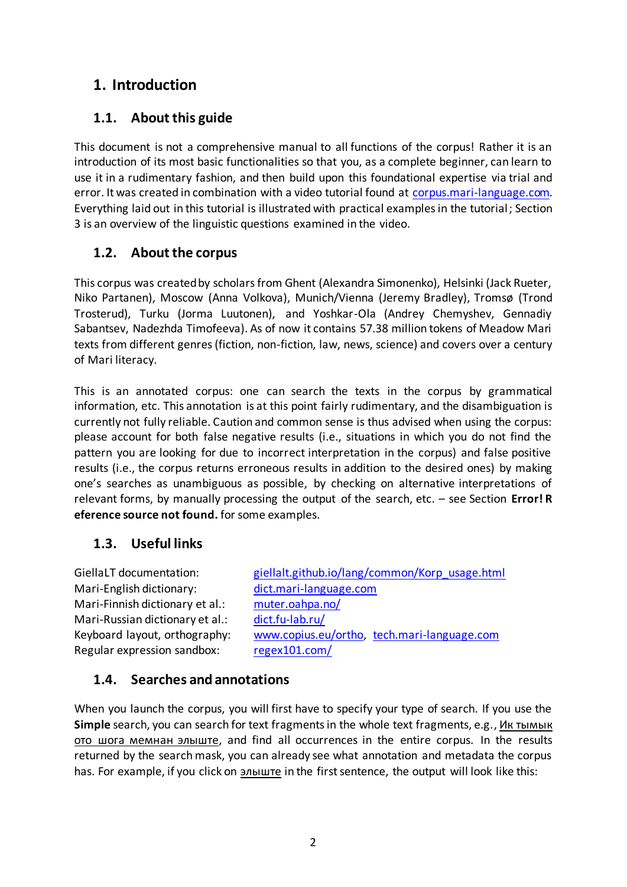# 1. Introduction

## 1.1. About this guide

This document is not a comprehensive manual to all functions of the corpus! Rather it is an introduction of its most basic functionalities so that you, as a complete beginner, can learn to use it in a rudimentary fashion, and then build upon this foundational expertise via trial and error. It was created in combination with a video tutorial found at [corpus.mari-language.com](corpus.mari-language.com). Everything laid out in this tutorial is illustrated with practical examples in the tutorial; Section 3 is an overview of the linguistic questions examined in the video.

## 1.2. About the corpus

This corpus was created by scholars from Ghent (Alexandra Simonenko), Helsinki (Jack Rueter, Niko Partanen), Moscow (Anna Volkova), Munich/Vienna (Jeremy Bradley), Tromsø (Trond Trosterud), Turku (Jorma Luutonen), and Yoshkar-Ola (Andrey Chemyshev, Gennadiy Sabantsev, Nadezhda Timofeeva). As of now it contains 57.38 million tokens of Meadow Mari texts from different genres (fiction, non-fiction, law, news, science) and covers over a century of Mari literacy.

This is an annotated corpus: one can search the texts in the corpus by grammatical information, etc. This annotation is at this point fairly rudimentary, and the disambiguation is currently not fully reliable. Caution and common sense is thus advised when using the corpus: please account for both false negative results (i.e., situations in which you do not find the pattern you are looking for due to incorrect interpretation in the corpus) and false positive results (i.e., the corpus returns erroneous results in addition to the desired ones) by making one's searches as unambiguous as possible, by checking on alternative interpretations of relevant forms, by manually processing the output of the search, etc. – see Section **Error! Reference source not found.** for some examples.

## 1.3. Useful links

| | |
|---|---|
| GiellaLT documentation: | [giellalt.github.io/lang/common/Korp_usage.html](giellalt.github.io/lang/common/Korp_usage.html) |
| Mari-English dictionary: | [dict.mari-language.com](dict.mari-language.com) |
| Mari-Finnish dictionary et al.: | [muter.oahpa.no/](muter.oahpa.no/) |
| Mari-Russian dictionary et al.: | [dict.fu-lab.ru/](dict.fu-lab.ru/) |
| Keyboard layout, orthography: | [www.copius.eu/ortho](www.copius.eu/ortho), [tech.mari-language.com](tech.mari-language.com) |
| Regular expression sandbox: | [regex101.com/](regex101.com/) |

## 1.4. Searches and annotations

When you launch the corpus, you will first have to specify your type of search. If you use the **Simple** search, you can search for text fragments in the whole text fragments, e.g., Ик тымык ото шога мемнан элыште, and find all occurrences in the entire corpus. In the results returned by the search mask, you can already see what annotation and metadata the corpus has. For example, if you click on элыште in the first sentence, the output will look like this: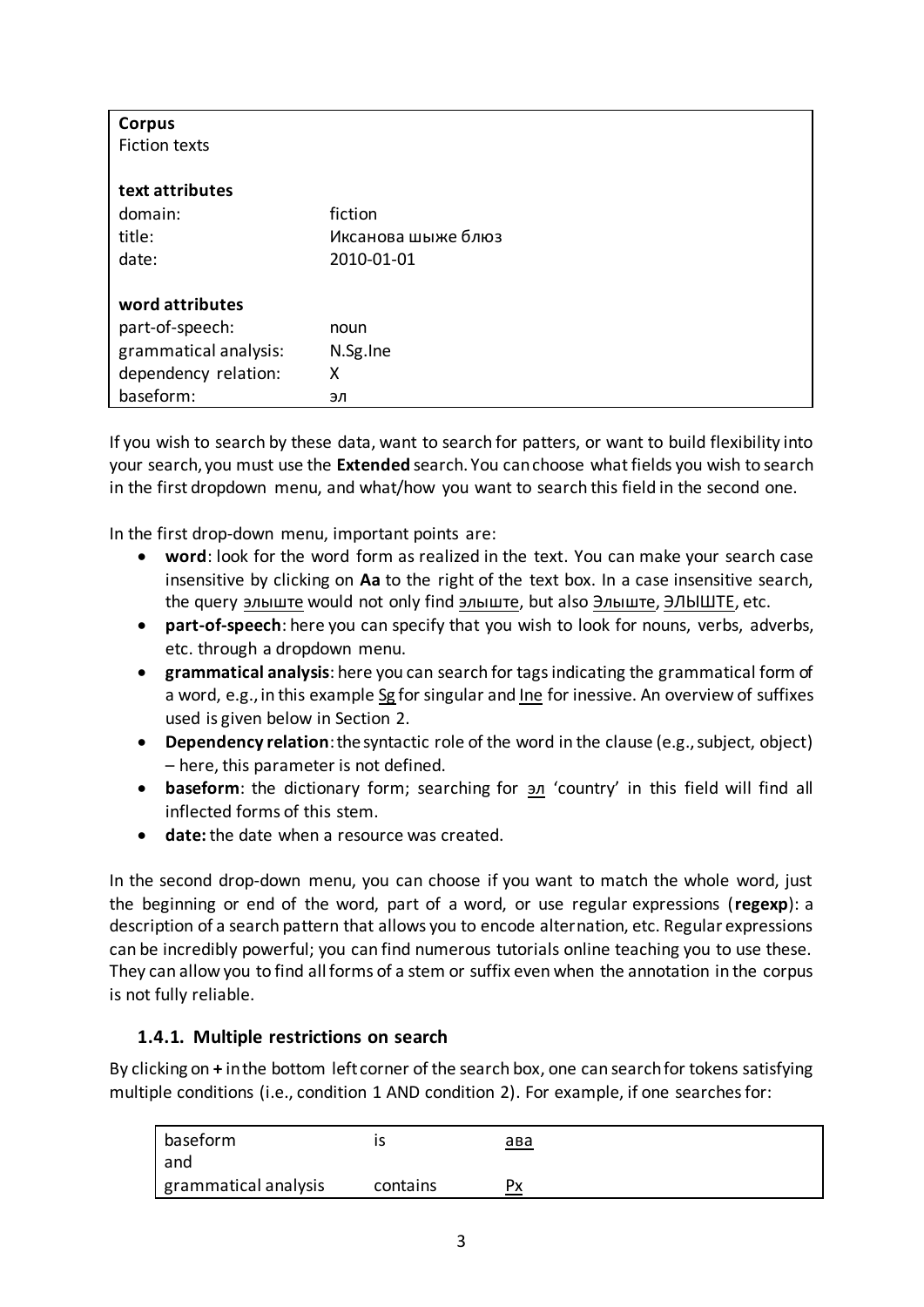| **Corpus** | |
|---|---|
| Fiction texts | |
| | |
| **text attributes** | |
| domain: | fiction |
| title: | Иксанова шыже блюз |
| date: | 2010-01-01 |
| | |
| **word attributes** | |
| part-of-speech: | noun |
| grammatical analysis: | N.Sg.Ine |
| dependency relation: | X |
| baseform: | эл |

If you wish to search by these data, want to search for patters, or want to build flexibility into your search, you must use the **Extended** search. You can choose what fields you wish to search in the first dropdown menu, and what/how you want to search this field in the second one.

In the first drop-down menu, important points are:

- **word**: look for the word form as realized in the text. You can make your search case insensitive by clicking on **Aa** to the right of the text box. In a case insensitive search, the query элыште would not only find элыште, but also Элыште, ЭЛЫШТЕ, etc.
- **part-of-speech**: here you can specify that you wish to look for nouns, verbs, adverbs, etc. through a dropdown menu.
- **grammatical analysis**: here you can search for tags indicating the grammatical form of a word, e.g., in this example Sg for singular and Ine for inessive. An overview of suffixes used is given below in Section 2.
- **Dependency relation**: the syntactic role of the word in the clause (e.g., subject, object) – here, this parameter is not defined.
- **baseform**: the dictionary form; searching for эл 'country' in this field will find all inflected forms of this stem.
- **date:** the date when a resource was created.

In the second drop-down menu, you can choose if you want to match the whole word, just the beginning or end of the word, part of a word, or use regular expressions (**regexp**): a description of a search pattern that allows you to encode alternation, etc. Regular expressions can be incredibly powerful; you can find numerous tutorials online teaching you to use these. They can allow you to find all forms of a stem or suffix even when the annotation in the corpus is not fully reliable.

### 1.4.1. Multiple restrictions on search

By clicking on **+** in the bottom left corner of the search box, one can search for tokens satisfying multiple conditions (i.e., condition 1 AND condition 2). For example, if one searches for:

| baseform | is | ава |
|---|---|---|
| and | | |
| grammatical analysis | contains | Px |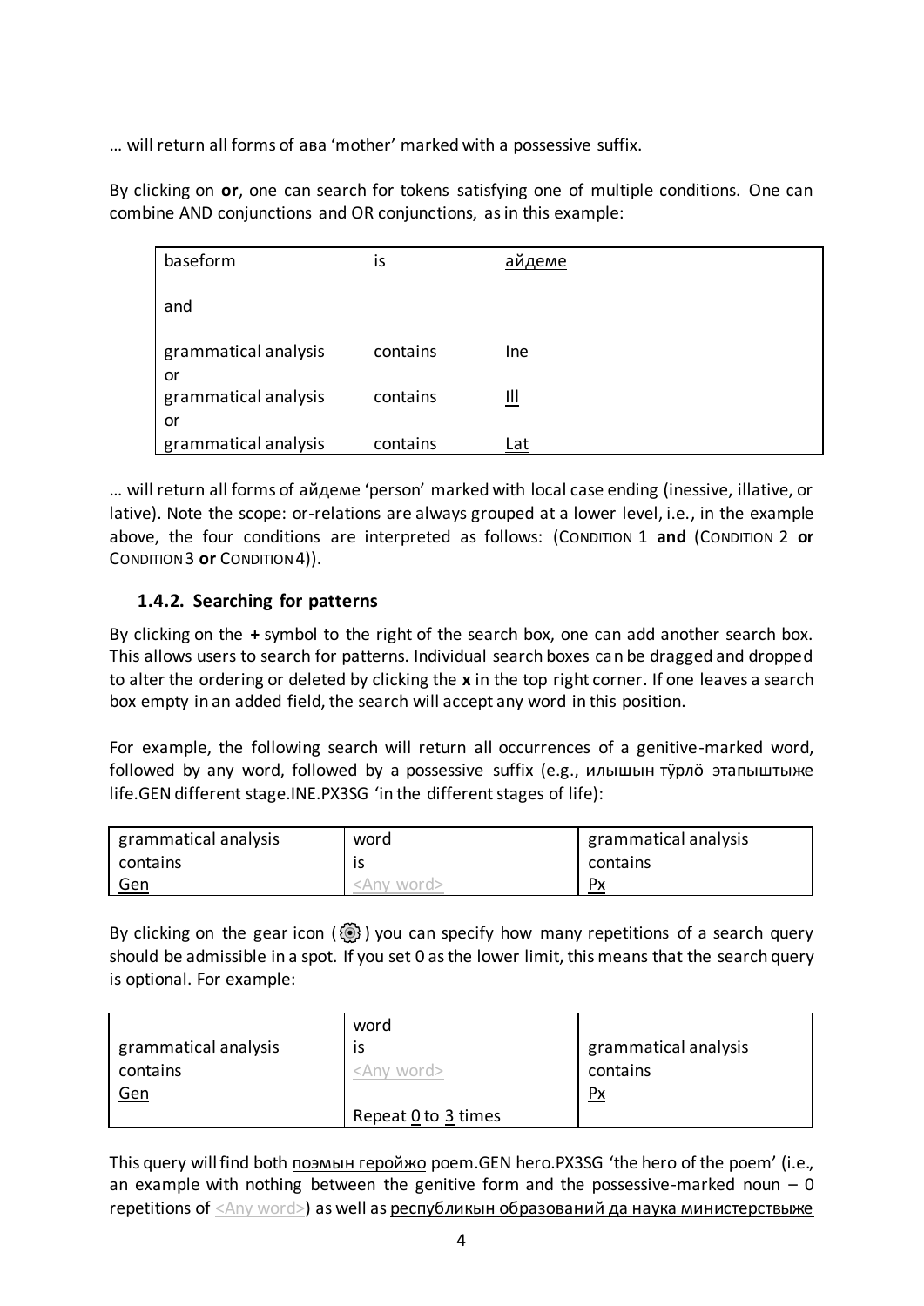… will return all forms of ава 'mother' marked with a possessive suffix.

By clicking on **or**, one can search for tokens satisfying one of multiple conditions. One can combine AND conjunctions and OR conjunctions, as in this example:

| | | |
|---|---|---|
| baseform | is | айдеме |
| and | | |
| grammatical analysis | contains | Ine |
| or | | |
| grammatical analysis | contains | Ill |
| or | | |
| grammatical analysis | contains | Lat |

… will return all forms of айдеме 'person' marked with local case ending (inessive, illative, or lative). Note the scope: or-relations are always grouped at a lower level, i.e., in the example above, the four conditions are interpreted as follows: (CONDITION 1 **and** (CONDITION 2 **or** CONDITION 3 **or** CONDITION 4)).

### 1.4.2. Searching for patterns

By clicking on the **+** symbol to the right of the search box, one can add another search box. This allows users to search for patterns. Individual search boxes can be dragged and dropped to alter the ordering or deleted by clicking the **x** in the top right corner. If one leaves a search box empty in an added field, the search will accept any word in this position.

For example, the following search will return all occurrences of a genitive-marked word, followed by any word, followed by a possessive suffix (e.g., илышын тӱрлӧ этапыштыже life.GEN different stage.INE.PX3SG 'in the different stages of life):

| | | |
|---|---|---|
| grammatical analysis contains Gen | word is <Any word> | grammatical analysis contains Px |

By clicking on the gear icon (⚙) you can specify how many repetitions of a search query should be admissible in a spot. If you set 0 as the lower limit, this means that the search query is optional. For example:

| | | |
|---|---|---|
| grammatical analysis contains Gen | word is <Any word> Repeat 0 to 3 times | grammatical analysis contains Px |

This query will find both поэмын геройжо poem.GEN hero.PX3SG 'the hero of the poem' (i.e., an example with nothing between the genitive form and the possessive-marked noun – 0 repetitions of <Any word>) as well as республикын образований да наука министерствыже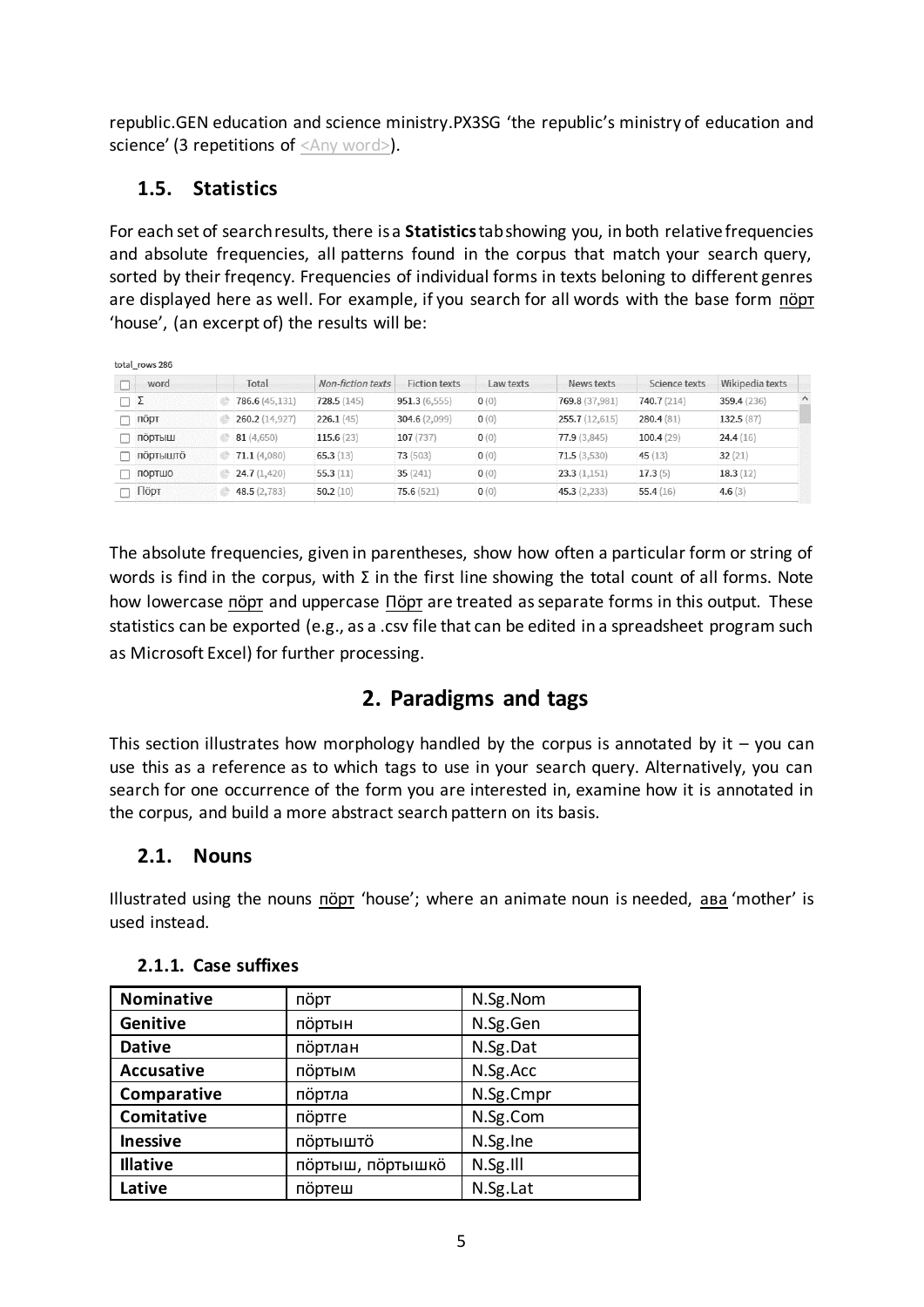republic.GEN education and science ministry.PX3SG 'the republic's ministry of education and science' (3 repetitions of <Any word>).

## 1.5. Statistics

For each set of search results, there is a **Statistics** tab showing you, in both relative frequencies and absolute frequencies, all patterns found in the corpus that match your search query, sorted by their freqency. Frequencies of individual forms in texts beloning to different genres are displayed here as well. For example, if you search for all words with the base form пӧрт 'house', (an excerpt of) the results will be:

total_rows 286

| word | Total | Non-fiction texts | Fiction texts | Law texts | News texts | Science texts | Wikipedia texts |
|---|---|---|---|---|---|---|---|
| Σ | 786.6 (45,131) | 728.5 (145) | 951.3 (6,555) | 0 (0) | 769.8 (37,981) | 740.7 (214) | 359.4 (236) |
| пӧрт | 260.2 (14,927) | 226.1 (45) | 304.6 (2,099) | 0 (0) | 255.7 (12,615) | 280.4 (81) | 132.5 (87) |
| пӧртыш | 81 (4,650) | 115.6 (23) | 107 (737) | 0 (0) | 77.9 (3,845) | 100.4 (29) | 24.4 (16) |
| пӧртыштӧ | 71.1 (4,080) | 65.3 (13) | 73 (503) | 0 (0) | 71.5 (3,530) | 45 (13) | 32 (21) |
| пӧртшо | 24.7 (1,420) | 55.3 (11) | 35 (241) | 0 (0) | 23.3 (1,151) | 17.3 (5) | 18.3 (12) |
| Пӧрт | 48.5 (2,783) | 50.2 (10) | 75.6 (521) | 0 (0) | 45.3 (2,233) | 55.4 (16) | 4.6 (3) |

The absolute frequencies, given in parentheses, show how often a particular form or string of words is find in the corpus, with Σ in the first line showing the total count of all forms. Note how lowercase пӧрт and uppercase Пӧрт are treated as separate forms in this output. These statistics can be exported (e.g., as a .csv file that can be edited in a spreadsheet program such as Microsoft Excel) for further processing.

# 2. Paradigms and tags

This section illustrates how morphology handled by the corpus is annotated by it – you can use this as a reference as to which tags to use in your search query. Alternatively, you can search for one occurrence of the form you are interested in, examine how it is annotated in the corpus, and build a more abstract search pattern on its basis.

## 2.1. Nouns

Illustrated using the nouns пӧрт 'house'; where an animate noun is needed, ава 'mother' is used instead.

### 2.1.1. Case suffixes

| **Nominative** | пӧрт | N.Sg.Nom |
|---|---|---|
| **Genitive** | пӧртын | N.Sg.Gen |
| **Dative** | пӧртлан | N.Sg.Dat |
| **Accusative** | пӧртым | N.Sg.Acc |
| **Comparative** | пӧртла | N.Sg.Cmpr |
| **Comitative** | пӧртге | N.Sg.Com |
| **Inessive** | пӧртыштӧ | N.Sg.Ine |
| **Illative** | пӧртыш, пӧртышкӧ | N.Sg.Ill |
| **Lative** | пӧртеш | N.Sg.Lat |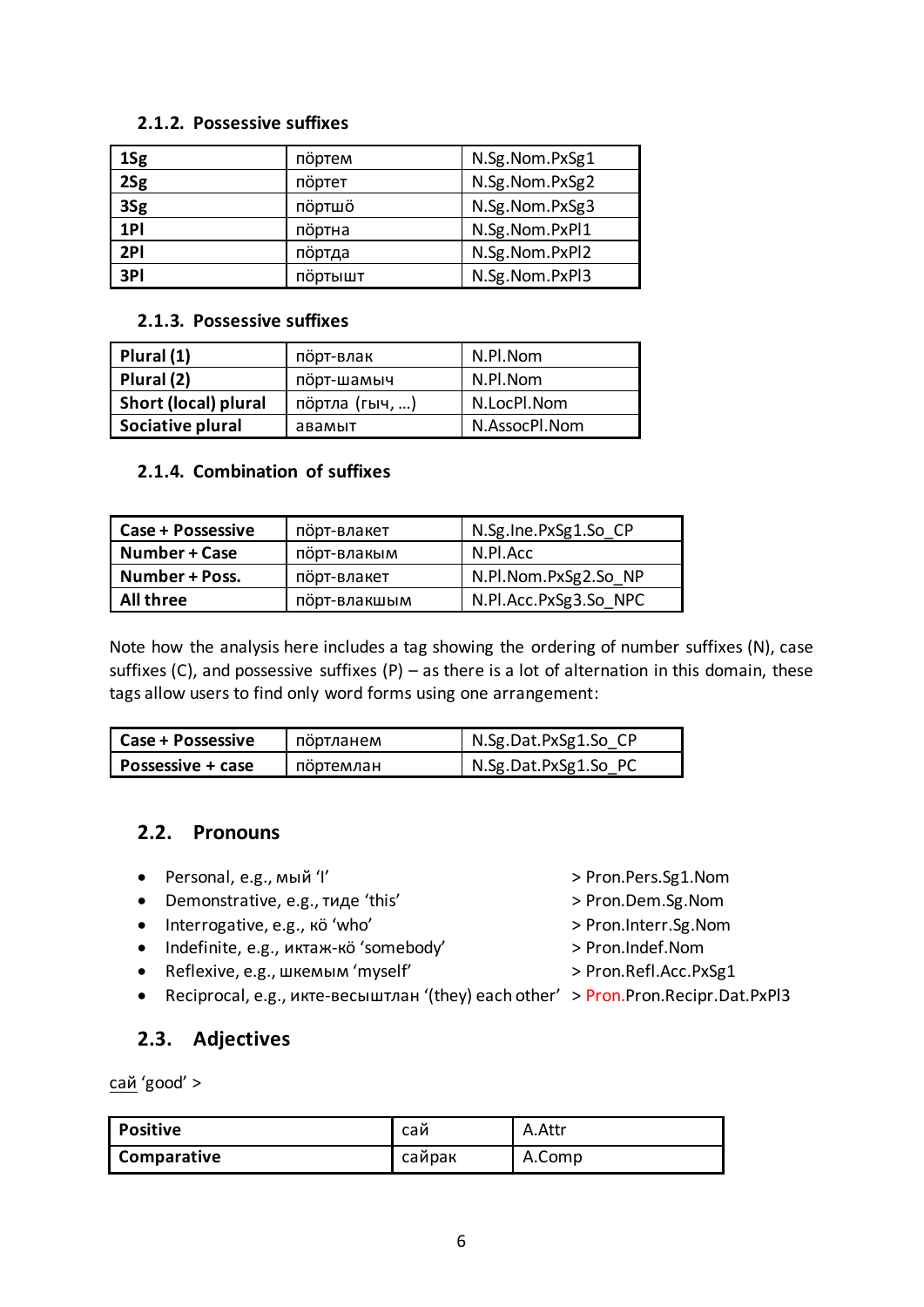### 2.1.2. Possessive suffixes

| 1Sg | пӧртем | N.Sg.Nom.PxSg1 |
|---|---|---|
| 2Sg | пӧртет | N.Sg.Nom.PxSg2 |
| 3Sg | пӧртшӧ | N.Sg.Nom.PxSg3 |
| 1Pl | пӧртна | N.Sg.Nom.PxPl1 |
| 2Pl | пӧртда | N.Sg.Nom.PxPl2 |
| 3Pl | пӧртышт | N.Sg.Nom.PxPl3 |

### 2.1.3. Possessive suffixes

| Plural (1) | пӧрт-влак | N.Pl.Nom |
|---|---|---|
| Plural (2) | пӧрт-шамыч | N.Pl.Nom |
| Short (local) plural | пӧртла (гыч, …) | N.LocPl.Nom |
| Sociative plural | авамыт | N.AssocPl.Nom |

### 2.1.4. Combination of suffixes

| Case + Possessive | пӧрт-влакет | N.Sg.Ine.PxSg1.So_CP |
|---|---|---|
| Number + Case | пӧрт-влакым | N.Pl.Acc |
| Number + Poss. | пӧрт-влакет | N.Pl.Nom.PxSg2.So_NP |
| All three | пӧрт-влакшым | N.Pl.Acc.PxSg3.So_NPC |

Note how the analysis here includes a tag showing the ordering of number suffixes (N), case suffixes (C), and possessive suffixes (P) – as there is a lot of alternation in this domain, these tags allow users to find only word forms using one arrangement:

| Case + Possessive | пӧртланем | N.Sg.Dat.PxSg1.So_CP |
|---|---|---|
| Possessive + case | пӧртемлан | N.Sg.Dat.PxSg1.So_PC |

## 2.2. Pronouns

- Personal, e.g., мый 'I' > Pron.Pers.Sg1.Nom
- Demonstrative, e.g., тиде 'this' > Pron.Dem.Sg.Nom
- Interrogative, e.g., кӧ 'who' > Pron.Interr.Sg.Nom
- Indefinite, e.g., иктаж-кӧ 'somebody' > Pron.Indef.Nom
- Reflexive, e.g., шкемым 'myself' > Pron.Refl.Acc.PxSg1
- Reciprocal, e.g., икте-весыштлан '(they) each other' > Pron.Pron.Recip.Dat.PxPl3

## 2.3. Adjectives

сай 'good' >

| Positive | сай | A.Attr |
|---|---|---|
| Comparative | сайрак | A.Comp |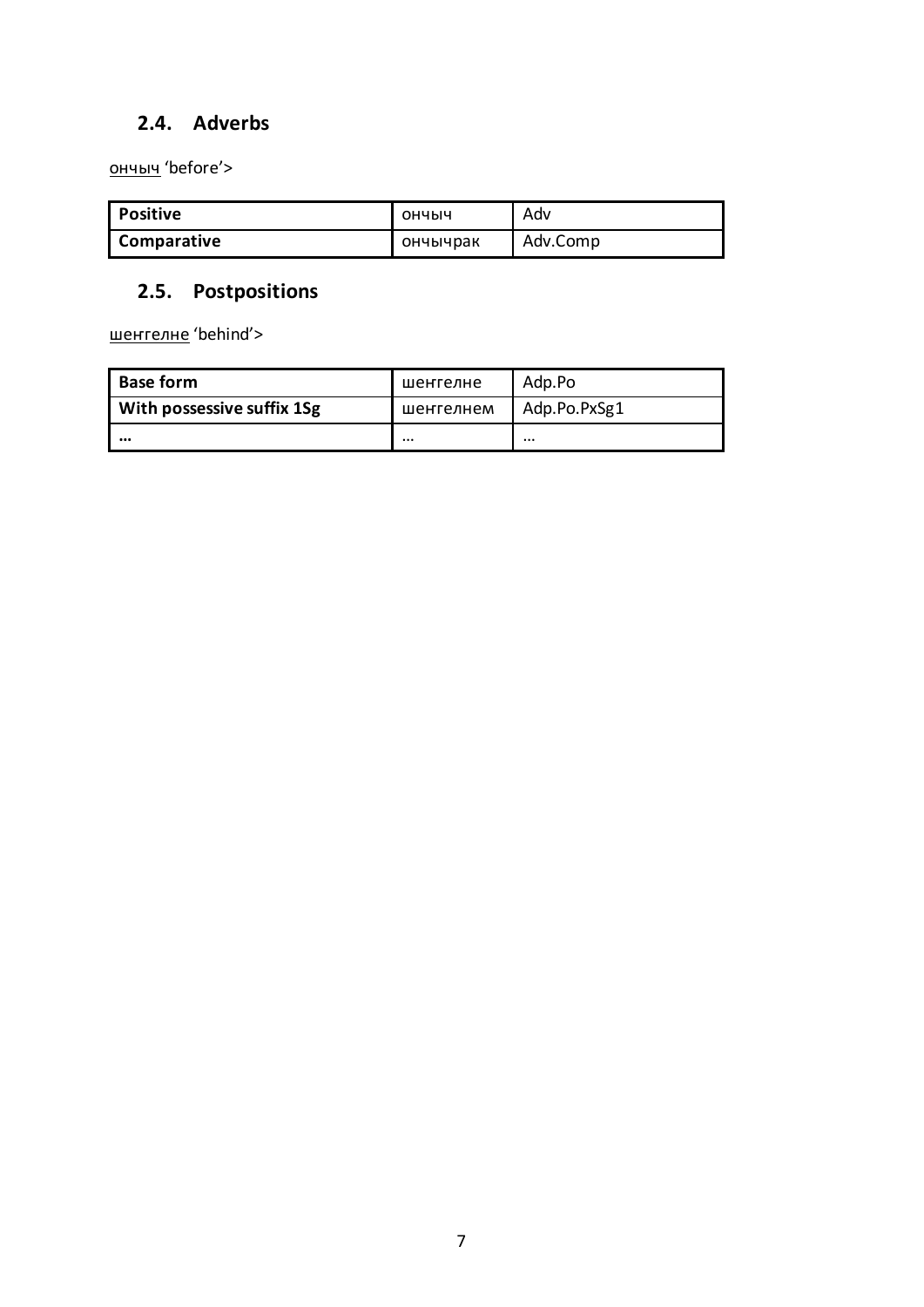## 2.4. Adverbs

<u>ончыч</u> 'before'>

| **Positive** | ончыч | Adv |
|---|---|---|
| **Comparative** | ончычрак | Adv.Comp |

## 2.5. Postpositions

<u>шеҥгелне</u> 'behind'>

| **Base form** | шеҥгелне | Adp.Po |
|---|---|---|
| **With possessive suffix 1Sg** | шеҥгелнем | Adp.Po.PxSg1 |
| **…** | … | … |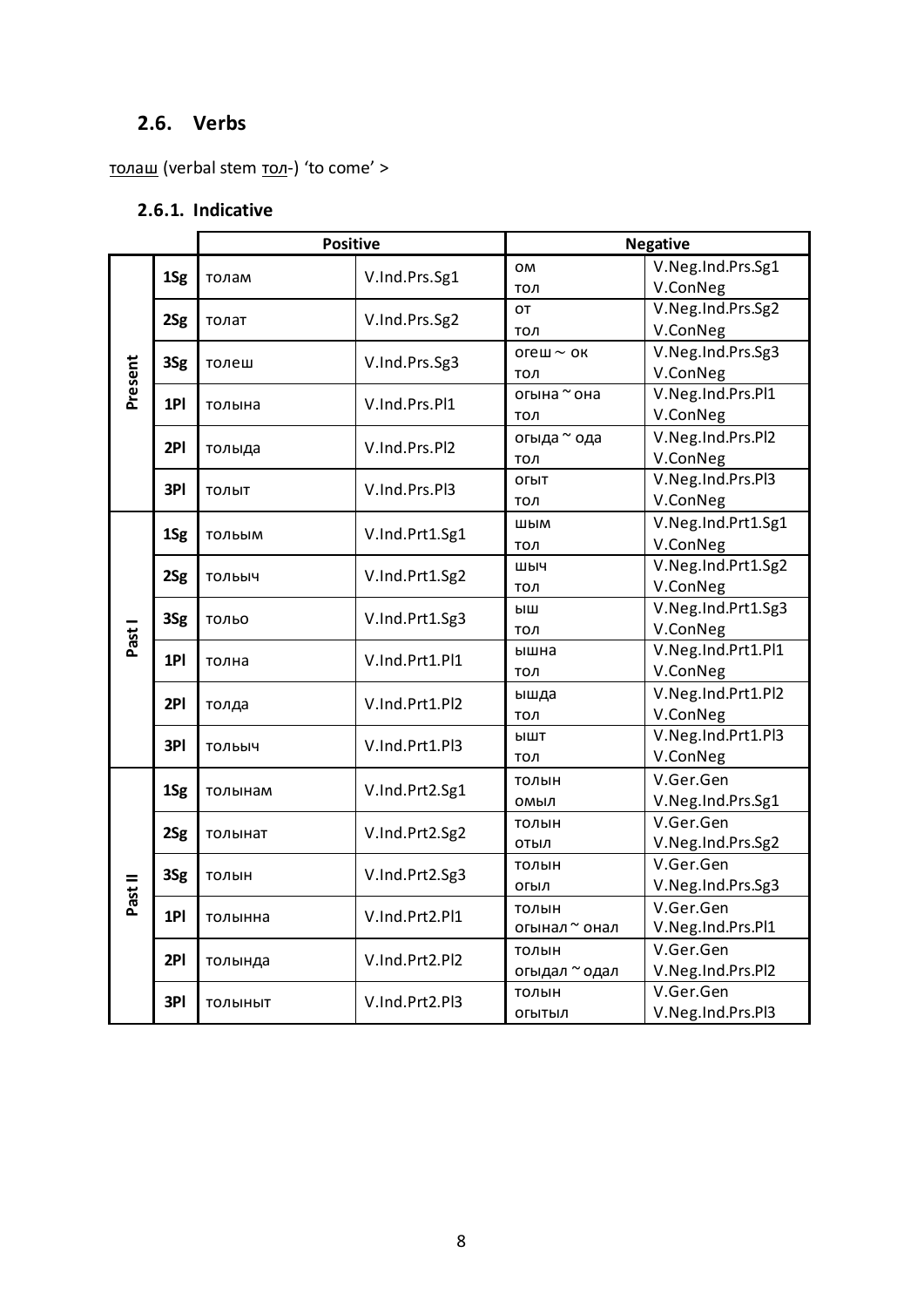## 2.6. Verbs

толаш (verbal stem тол-) 'to come' >

### 2.6.1. Indicative

| | | Positive | | Negative | |
|---|---|---|---|---|---|
| Present | 1Sg | толам | V.Ind.Prs.Sg1 | ом<br>тол | V.Neg.Ind.Prs.Sg1<br>V.ConNeg |
| | 2Sg | толат | V.Ind.Prs.Sg2 | от<br>тол | V.Neg.Ind.Prs.Sg2<br>V.ConNeg |
| | 3Sg | толеш | V.Ind.Prs.Sg3 | огеш ~ ок<br>тол | V.Neg.Ind.Prs.Sg3<br>V.ConNeg |
| | 1Pl | толына | V.Ind.Prs.Pl1 | огына ~ она<br>тол | V.Neg.Ind.Prs.Pl1<br>V.ConNeg |
| | 2Pl | толыда | V.Ind.Prs.Pl2 | огыда ~ ода<br>тол | V.Neg.Ind.Prs.Pl2<br>V.ConNeg |
| | 3Pl | толыт | V.Ind.Prs.Pl3 | огыт<br>тол | V.Neg.Ind.Prs.Pl3<br>V.ConNeg |
| Past I | 1Sg | тольым | V.Ind.Prt1.Sg1 | шым<br>тол | V.Neg.Ind.Prt1.Sg1<br>V.ConNeg |
| | 2Sg | тольыч | V.Ind.Prt1.Sg2 | шыч<br>тол | V.Neg.Ind.Prt1.Sg2<br>V.ConNeg |
| | 3Sg | тольо | V.Ind.Prt1.Sg3 | ыш<br>тол | V.Neg.Ind.Prt1.Sg3<br>V.ConNeg |
| | 1Pl | толна | V.Ind.Prt1.Pl1 | ышна<br>тол | V.Neg.Ind.Prt1.Pl1<br>V.ConNeg |
| | 2Pl | толда | V.Ind.Prt1.Pl2 | ышда<br>тол | V.Neg.Ind.Prt1.Pl2<br>V.ConNeg |
| | 3Pl | тольыч | V.Ind.Prt1.Pl3 | ышт<br>тол | V.Neg.Ind.Prt1.Pl3<br>V.ConNeg |
| Past II | 1Sg | толынам | V.Ind.Prt2.Sg1 | толын<br>омыл | V.Ger.Gen<br>V.Neg.Ind.Prs.Sg1 |
| | 2Sg | толынат | V.Ind.Prt2.Sg2 | толын<br>отыл | V.Ger.Gen<br>V.Neg.Ind.Prs.Sg2 |
| | 3Sg | толын | V.Ind.Prt2.Sg3 | толын<br>огыл | V.Ger.Gen<br>V.Neg.Ind.Prs.Sg3 |
| | 1Pl | толынна | V.Ind.Prt2.Pl1 | толын<br>огынал ~ онал | V.Ger.Gen<br>V.Neg.Ind.Prs.Pl1 |
| | 2Pl | толында | V.Ind.Prt2.Pl2 | толын<br>огыдал ~ одал | V.Ger.Gen<br>V.Neg.Ind.Prs.Pl2 |
| | 3Pl | толыныт | V.Ind.Prt2.Pl3 | толын<br>огытыл | V.Ger.Gen<br>V.Neg.Ind.Prs.Pl3 |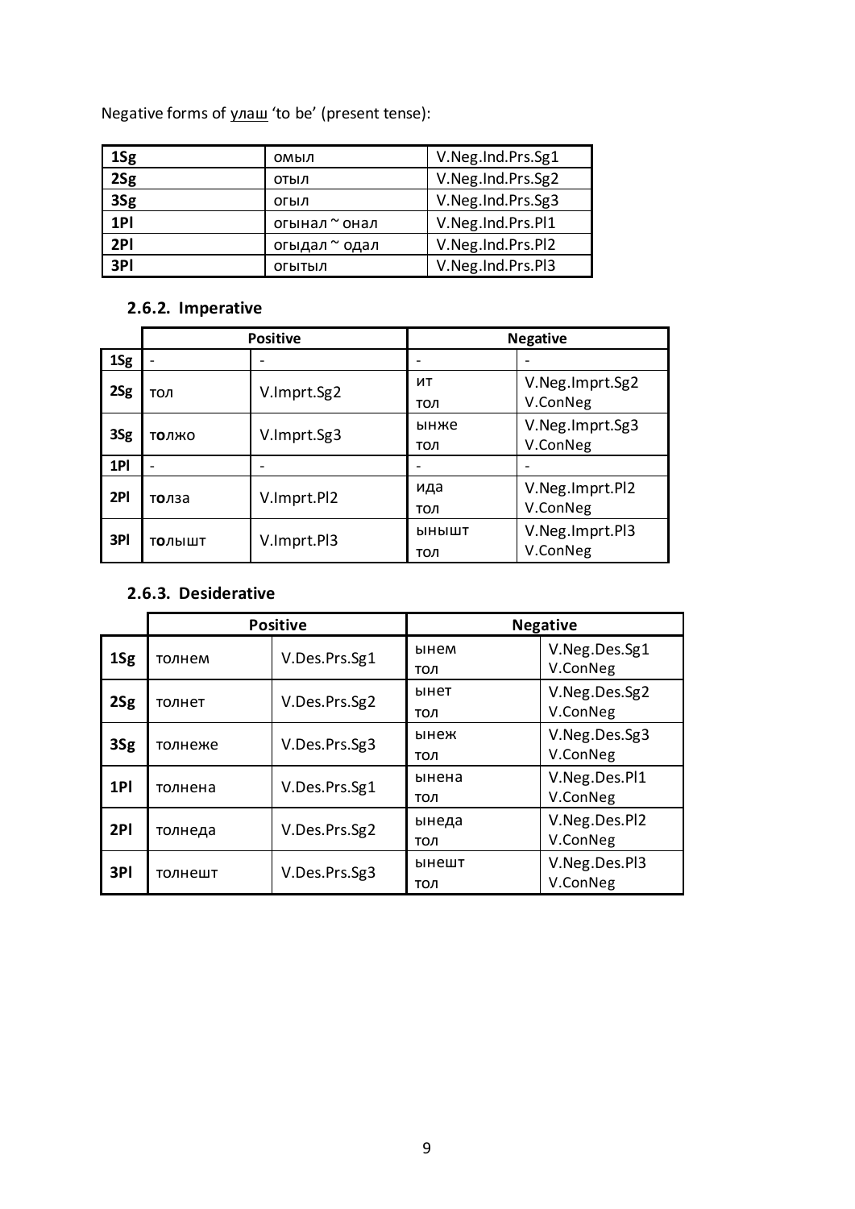Negative forms of улаш 'to be' (present tense):

| 1Sg | омыл | V.Neg.Ind.Prs.Sg1 |
|---|---|---|
| 2Sg | отыл | V.Neg.Ind.Prs.Sg2 |
| 3Sg | огыл | V.Neg.Ind.Prs.Sg3 |
| 1Pl | огынал ~ онал | V.Neg.Ind.Prs.Pl1 |
| 2Pl | огыдал ~ одал | V.Neg.Ind.Prs.Pl2 |
| 3Pl | огытыл | V.Neg.Ind.Prs.Pl3 |

### 2.6.2. Imperative

| | Positive | | Negative | |
|---|---|---|---|---|
| 1Sg | - | - | - | - |
| 2Sg | тол | V.Imprt.Sg2 | ит<br>тол | V.Neg.Imprt.Sg2<br>V.ConNeg |
| 3Sg | толжо | V.Imprt.Sg3 | ынже<br>тол | V.Neg.Imprt.Sg3<br>V.ConNeg |
| 1Pl | - | - | - | - |
| 2Pl | толза | V.Imprt.Pl2 | ида<br>тол | V.Neg.Imprt.Pl2<br>V.ConNeg |
| 3Pl | толышт | V.Imprt.Pl3 | ынышт<br>тол | V.Neg.Imprt.Pl3<br>V.ConNeg |

### 2.6.3. Desiderative

| | Positive | | Negative | |
|---|---|---|---|---|
| 1Sg | толнем | V.Des.Prs.Sg1 | ынем<br>тол | V.Neg.Des.Sg1<br>V.ConNeg |
| 2Sg | толнет | V.Des.Prs.Sg2 | ынет<br>тол | V.Neg.Des.Sg2<br>V.ConNeg |
| 3Sg | толнеже | V.Des.Prs.Sg3 | ынеж<br>тол | V.Neg.Des.Sg3<br>V.ConNeg |
| 1Pl | толнена | V.Des.Prs.Sg1 | ынена<br>тол | V.Neg.Des.Pl1<br>V.ConNeg |
| 2Pl | толнеда | V.Des.Prs.Sg2 | ынеда<br>тол | V.Neg.Des.Pl2<br>V.ConNeg |
| 3Pl | толнешт | V.Des.Prs.Sg3 | ынешт<br>тол | V.Neg.Des.Pl3<br>V.ConNeg |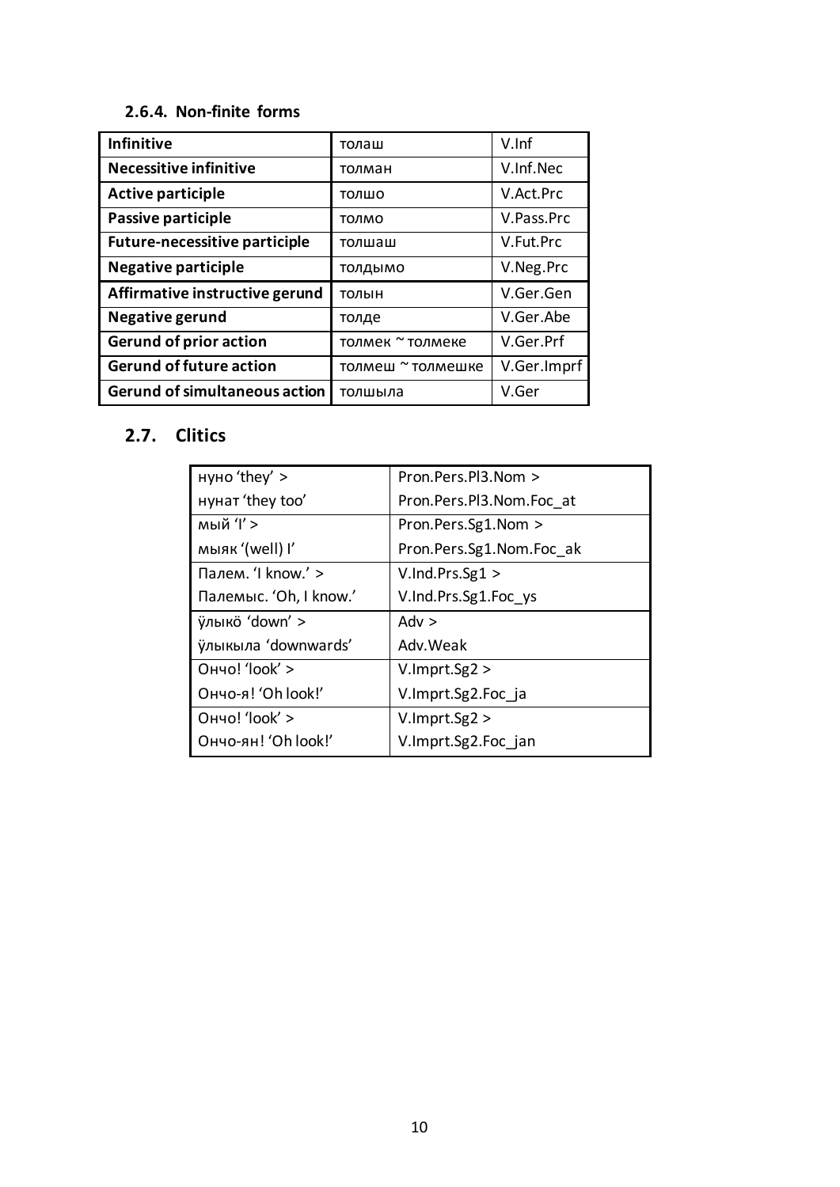### 2.6.4. Non-finite forms

| Infinitive | толаш | V.Inf |
|---|---|---|
| **Necessitive infinitive** | толман | V.Inf.Nec |
| **Active participle** | толшо | V.Act.Prc |
| **Passive participle** | толмо | V.Pass.Prc |
| **Future-necessitive participle** | толшаш | V.Fut.Prc |
| **Negative participle** | толдымо | V.Neg.Prc |
| **Affirmative instructive gerund** | толын | V.Ger.Gen |
| **Negative gerund** | толде | V.Ger.Abe |
| **Gerund of prior action** | толмек ~ толмеке | V.Ger.Prf |
| **Gerund of future action** | толмеш ~ толмешке | V.Ger.Imprf |
| **Gerund of simultaneous action** | толшыла | V.Ger |

## 2.7. Clitics

| нуно 'they' > | Pron.Pers.Pl3.Nom > |
|---|---|
| нунат 'they too' | Pron.Pers.Pl3.Nom.Foc_at |
| мый 'I' > | Pron.Pers.Sg1.Nom > |
| мыяк '(well) I' | Pron.Pers.Sg1.Nom.Foc_ak |
| Палем. 'I know.' > | V.Ind.Prs.Sg1 > |
| Палемыс. 'Oh, I know.' | V.Ind.Prs.Sg1.Foc_ys |
| ӱлыкӧ 'down' > | Adv > |
| ӱлыкыла 'downwards' | Adv.Weak |
| Ончо! 'look' > | V.Imprt.Sg2 > |
| Ончо-я! 'Oh look!' | V.Imprt.Sg2.Foc_ja |
| Ончо! 'look' > | V.Imprt.Sg2 > |
| Ончо-ян! 'Oh look!' | V.Imprt.Sg2.Foc_jan |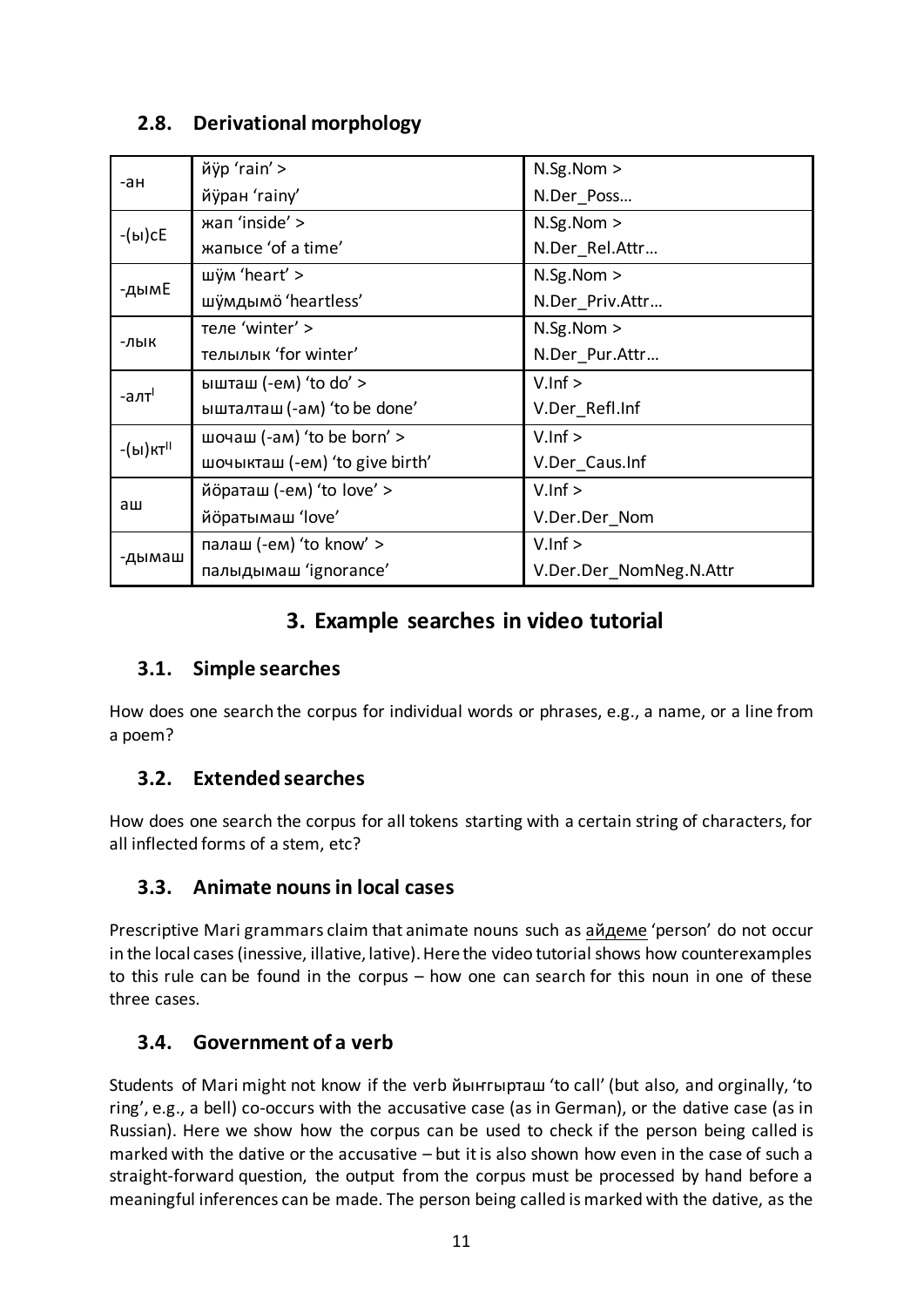## 2.8. Derivational morphology

| | | |
|---|---|---|
| -ан | йӱр 'rain' > йӱран 'rainy' | N.Sg.Nom > N.Der_Poss… |
| -(ы)сЕ | жап 'inside' > жапысе 'of a time' | N.Sg.Nom > N.Der_Rel.Attr… |
| -дымЕ | шӱм 'heart' > шӱмдымӧ 'heartless' | N.Sg.Nom > N.Der_Priv.Attr… |
| -лык | теле 'winter' > телылык 'for winter' | N.Sg.Nom > N.Der_Pur.Attr… |
| -алт[I] | ышташ (-ем) 'to do' > ышталташ (-ам) 'to be done' | V.Inf > V.Der_Refl.Inf |
| -(ы)кт[II] | шочаш (-ам) 'to be born' > шочыкташ (-ем) 'to give birth' | V.Inf > V.Der_Caus.Inf |
| аш | йӧраташ (-ем) 'to love' > йӧратымаш 'love' | V.Inf > V.Der.Der_Nom |
| -дымаш | палаш (-ем) 'to know' > палыдымаш 'ignorance' | V.Inf > V.Der.Der_NomNeg.N.Attr |

# 3. Example searches in video tutorial

## 3.1. Simple searches

How does one search the corpus for individual words or phrases, e.g., a name, or a line from a poem?

## 3.2. Extended searches

How does one search the corpus for all tokens starting with a certain string of characters, for all inflected forms of a stem, etc?

## 3.3. Animate nouns in local cases

Prescriptive Mari grammars claim that animate nouns such as айдеме 'person' do not occur in the local cases (inessive, illative, lative). Here the video tutorial shows how counterexamples to this rule can be found in the corpus – how one can search for this noun in one of these three cases.

## 3.4. Government of a verb

Students of Mari might not know if the verb йыҥгырташ 'to call' (but also, and orginally, 'to ring', e.g., a bell) co-occurs with the accusative case (as in German), or the dative case (as in Russian). Here we show how the corpus can be used to check if the person being called is marked with the dative or the accusative – but it is also shown how even in the case of such a straight-forward question, the output from the corpus must be processed by hand before a meaningful inferences can be made. The person being called is marked with the dative, as the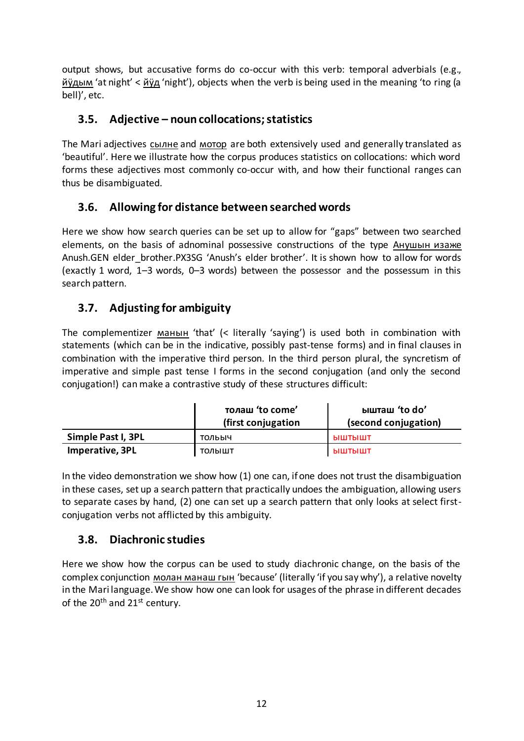output shows, but accusative forms do co-occur with this verb: temporal adverbials (e.g., йӱдым 'at night' < йӱд 'night'), objects when the verb is being used in the meaning 'to ring (a bell)', etc.

### 3.5. Adjective – noun collocations; statistics

The Mari adjectives сылне and мотор are both extensively used and generally translated as 'beautiful'. Here we illustrate how the corpus produces statistics on collocations: which word forms these adjectives most commonly co-occur with, and how their functional ranges can thus be disambiguated.

### 3.6. Allowing for distance between searched words

Here we show how search queries can be set up to allow for "gaps" between two searched elements, on the basis of adnominal possessive constructions of the type Анушын изаже Anush.GEN elder_brother.PX3SG 'Anush's elder brother'. It is shown how to allow for words (exactly 1 word, 1–3 words, 0–3 words) between the possessor and the possessum in this search pattern.

### 3.7. Adjusting for ambiguity

The complementizer манын 'that' (< literally 'saying') is used both in combination with statements (which can be in the indicative, possibly past-tense forms) and in final clauses in combination with the imperative third person. In the third person plural, the syncretism of imperative and simple past tense I forms in the second conjugation (and only the second conjugation!) can make a contrastive study of these structures difficult:

| | **толаш 'to come' (first conjugation** | **ышташ 'to do' (second conjugation)** |
|---|---|---|
| **Simple Past I, 3PL** | тольыч | ыштыышт |
| **Imperative, 3PL** | толышт | ыштышт |

In the video demonstration we show how (1) one can, if one does not trust the disambiguation in these cases, set up a search pattern that practically undoes the ambiguation, allowing users to separate cases by hand, (2) one can set up a search pattern that only looks at select first-conjugation verbs not afflicted by this ambiguity.

### 3.8. Diachronic studies

Here we show how the corpus can be used to study diachronic change, on the basis of the complex conjunction молан манаш гын 'because' (literally 'if you say why'), a relative novelty in the Mari language. We show how one can look for usages of the phrase in different decades of the 20th and 21st century.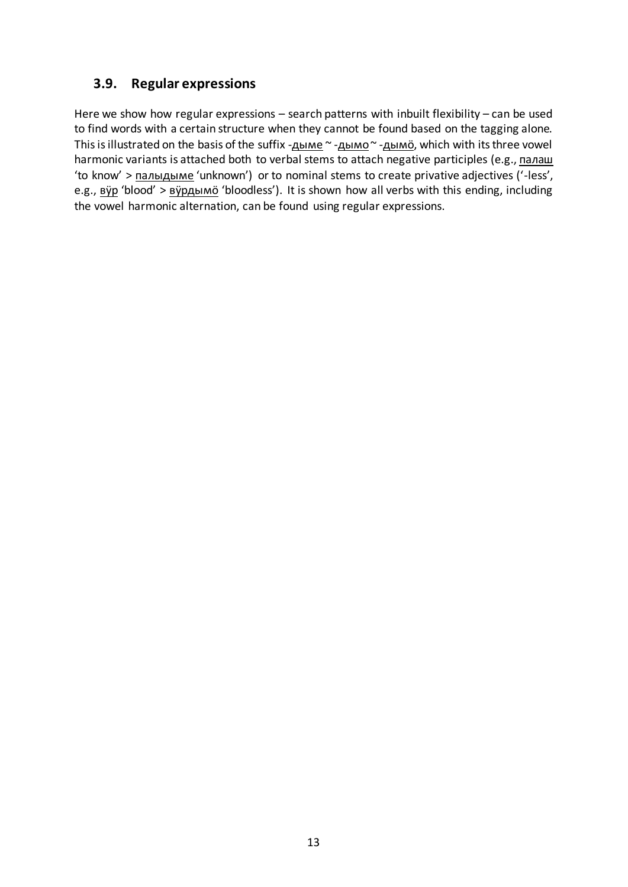### 3.9. Regular expressions

Here we show how regular expressions – search patterns with inbuilt flexibility – can be used to find words with a certain structure when they cannot be found based on the tagging alone. This is illustrated on the basis of the suffix -дыме ~ -дымо ~ -дымӧ, which with its three vowel harmonic variants is attached both to verbal stems to attach negative participles (e.g., палаш 'to know' > палыдыме 'unknown') or to nominal stems to create privative adjectives ('-less', e.g., вӱр 'blood' > вӱрдымӧ 'bloodless'). It is shown how all verbs with this ending, including the vowel harmonic alternation, can be found using regular expressions.